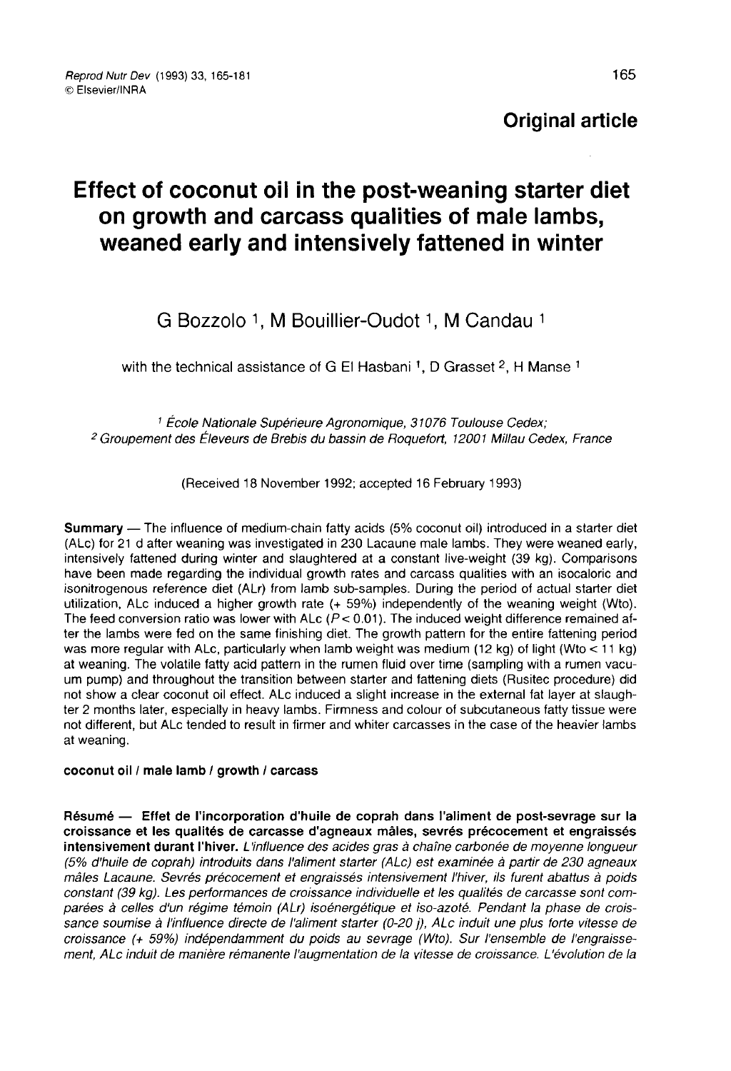**Original article**

# Effect of coconut oil in the post-weaning starter diet on growth and carcass qualities of male lambs, weaned early and intensively fattened in winter

G Bozzolo [1], M Bouillier-Oudot [1], M Candau [1]

with the technical assistance of G El Hasbani [1], D Grasset [2], H Manse [1]

[1] École Nationale Supérieure Agronomique, 31076 Toulouse Cedex;
[2] Groupement des Éleveurs de Brebis du bassin de Roquefort, 12001 Millau Cedex, France

(Received 18 November 1992; accepted 16 February 1993)

**Summary** — The influence of medium-chain fatty acids (5% coconut oil) introduced in a starter diet (ALc) for 21 d after weaning was investigated in 230 Lacaune male lambs. They were weaned early, intensively fattened during winter and slaughtered at a constant live-weight (39 kg). Comparisons have been made regarding the individual growth rates and carcass qualities with an isocaloric and isonitrogenous reference diet (ALr) from lamb sub-samples. During the period of actual starter diet utilization, ALc induced a higher growth rate (+ 59%) independently of the weaning weight (Wto). The feed conversion ratio was lower with ALc ($P < 0.01$). The induced weight difference remained after the lambs were fed on the same finishing diet. The growth pattern for the entire fattening period was more regular with ALc, particularly when lamb weight was medium (12 kg) of light (Wto < 11 kg) at weaning. The volatile fatty acid pattern in the rumen fluid over time (sampling with a rumen vacuum pump) and throughout the transition between starter and fattening diets (Rusitec procedure) did not show a clear coconut oil effect. ALc induced a slight increase in the external fat layer at slaughter 2 months later, especially in heavy lambs. Firmness and colour of subcutaneous fatty tissue were not different, but ALc tended to result in firmer and whiter carcasses in the case of the heavier lambs at weaning.

**coconut oil / male lamb / growth / carcass**

**Résumé** — **Effet de l'incorporation d'huile de coprah dans l'aliment de post-sevrage sur la croissance et les qualités de carcasse d'agneaux mâles, sevrés précocement et engraissés intensivement durant l'hiver.** *L'influence des acides gras à chaîne carbonée de moyenne longueur (5% d'huile de coprah) introduits dans l'aliment starter (ALc) est examinée à partir de 230 agneaux mâles Lacaune. Sevrés précocement et engraissés intensivement l'hiver, ils furent abattus à poids constant (39 kg). Les performances de croissance individuelle et les qualités de carcasse sont comparées à celles d'un régime témoin (ALr) isoénergétique et iso-azoté. Pendant la phase de croissance soumise à l'influence directe de l'aliment starter (0-20 j), ALc induit une plus forte vitesse de croissance (+ 59%) indépendamment du poids au sevrage (Wto). Sur l'ensemble de l'engraissement, ALc induit de manière rémanente l'augmentation de la vitesse de croissance. L'évolution de la*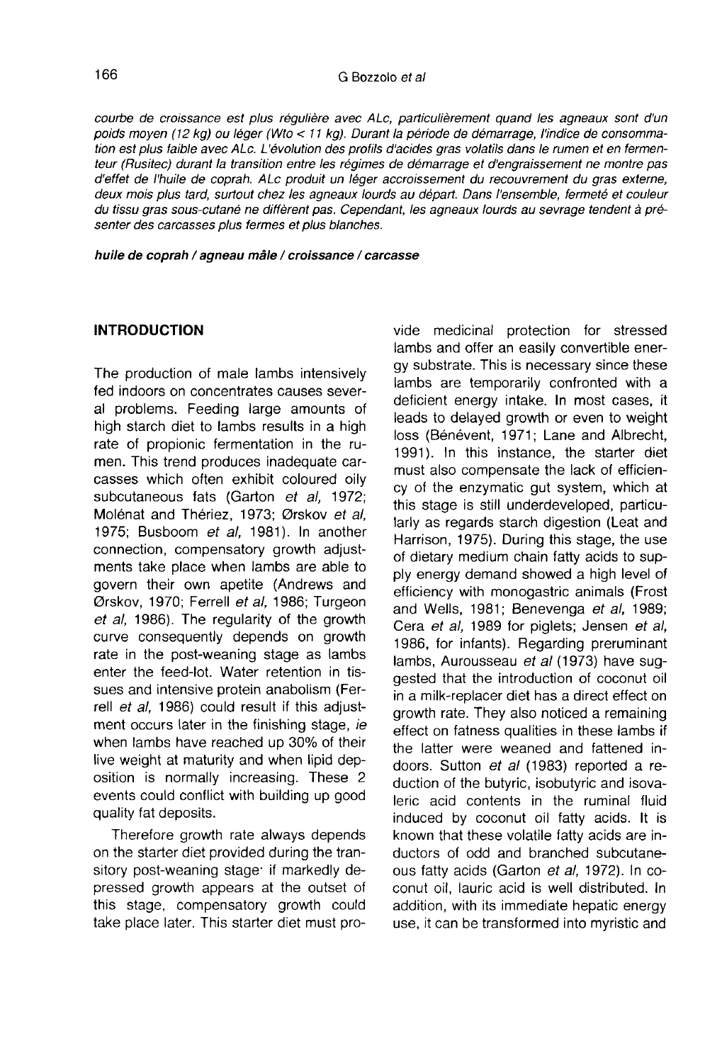*courbe de croissance est plus régulière avec ALc, particulièrement quand les agneaux sont d'un poids moyen (12 kg) ou léger (Wto < 11 kg). Durant la période de démarrage, l'indice de consommation est plus faible avec ALc. L'évolution des profils d'acides gras volatils dans le rumen et en fermenteur (Rusitec) durant la transition entre les régimes de démarrage et d'engraissement ne montre pas d'effet de l'huile de coprah. ALc produit un léger accroissement du recouvrement du gras externe, deux mois plus tard, surtout chez les agneaux lourds au départ. Dans l'ensemble, fermeté et couleur du tissu gras sous-cutané ne diffèrent pas. Cependant, les agneaux lourds au sevrage tendent à présenter des carcasses plus fermes et plus blanches.*

***huile de coprah / agneau mâle / croissance / carcasse***

## INTRODUCTION

The production of male lambs intensively fed indoors on concentrates causes several problems. Feeding large amounts of high starch diet to lambs results in a high rate of propionic fermentation in the rumen. This trend produces inadequate carcasses which often exhibit coloured oily subcutaneous fats (Garton *et al,* 1972; Molénat and Thériez, 1973; Ørskov *et al,* 1975; Busboom *et al,* 1981). In another connection, compensatory growth adjustments take place when lambs are able to govern their own apetite (Andrews and Ørskov, 1970; Ferrell *et al,* 1986; Turgeon *et al,* 1986). The regularity of the growth curve consequently depends on growth rate in the post-weaning stage as lambs enter the feed-lot. Water retention in tissues and intensive protein anabolism (Ferrell *et al,* 1986) could result if this adjustment occurs later in the finishing stage, *ie* when lambs have reached up 30% of their live weight at maturity and when lipid deposition is normally increasing. These 2 events could conflict with building up good quality fat deposits.

Therefore growth rate always depends on the starter diet provided during the transitory post-weaning stage· if markedly depressed growth appears at the outset of this stage, compensatory growth could take place later. This starter diet must provide medicinal protection for stressed lambs and offer an easily convertible energy substrate. This is necessary since these lambs are temporarily confronted with a deficient energy intake. In most cases, it leads to delayed growth or even to weight loss (Bénévent, 1971; Lane and Albrecht, 1991). In this instance, the starter diet must also compensate the lack of efficiency of the enzymatic gut system, which at this stage is still underdeveloped, particularly as regards starch digestion (Leat and Harrison, 1975). During this stage, the use of dietary medium chain fatty acids to supply energy demand showed a high level of efficiency with monogastric animals (Frost and Wells, 1981; Benevenga *et al,* 1989; Cera *et al,* 1989 for piglets; Jensen *et al,* 1986, for infants). Regarding preruminant lambs, Aurousseau *et al* (1973) have suggested that the introduction of coconut oil in a milk-replacer diet has a direct effect on growth rate. They also noticed a remaining effect on fatness qualities in these lambs if the latter were weaned and fattened indoors. Sutton *et al* (1983) reported a reduction of the butyric, isobutyric and isovaleric acid contents in the ruminal fluid induced by coconut oil fatty acids. It is known that these volatile fatty acids are inductors of odd and branched subcutaneous fatty acids (Garton *et al,* 1972). In coconut oil, lauric acid is well distributed. In addition, with its immediate hepatic energy use, it can be transformed into myristic and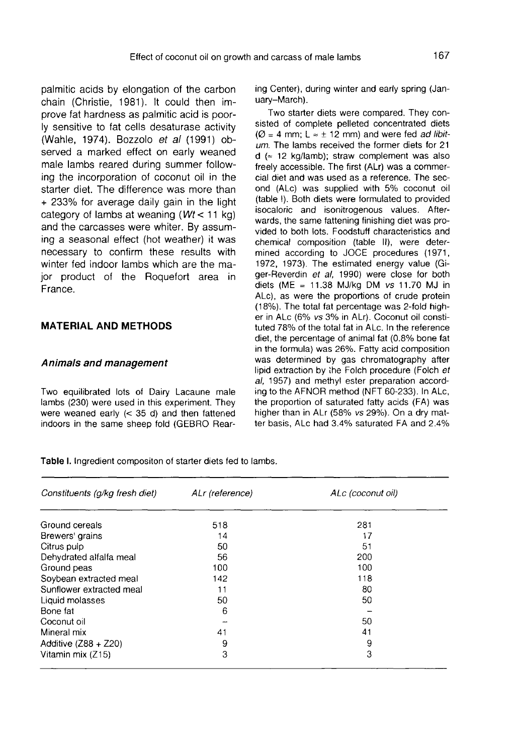palmitic acids by elongation of the carbon chain (Christie, 1981). It could then improve fat hardness as palmitic acid is poorly sensitive to fat cells desaturase activity (Wahle, 1974). Bozzolo *et al* (1991) observed a marked effect on early weaned male lambs reared during summer following the incorporation of coconut oil in the starter diet. The difference was more than + 233% for average daily gain in the light category of lambs at weaning (*Wt* < 11 kg) and the carcasses were whiter. By assuming a seasonal effect (hot weather) it was necessary to confirm these results with winter fed indoor lambs which are the major product of the Roquefort area in France.

## MATERIAL AND METHODS

### *Animals and management*

Two equilibrated lots of Dairy Lacaune male lambs (230) were used in this experiment. They were weaned early (< 35 d) and then fattened indoors in the same sheep fold (GEBRO Rearing Center), during winter and early spring (January–March).

Two starter diets were compared. They consisted of complete pelleted concentrated diets (Ø = 4 mm; L ≈ ± 12 mm) and were fed *ad libitum*. The lambs received the former diets for 21 d (≈ 12 kg/lamb); straw complement was also freely accessible. The first (ALr) was a commercial diet and was used as a reference. The second (ALc) was supplied with 5% coconut oil (table I). Both diets were formulated to provided isocaloric and isonitrogenous values. Afterwards, the same fattening finishing diet was provided to both lots. Foodstuff characteristics and chemical composition (table II), were determined according to JOCE procedures (1971, 1972, 1973). The estimated energy value (Giger-Reverdin *et al*, 1990) were close for both diets (ME = 11.38 MJ/kg DM *vs* 11.70 MJ in ALc), as were the proportions of crude protein (18%). The total fat percentage was 2-fold higher in ALc (6% *vs* 3% in ALr). Coconut oil constituted 78% of the total fat in ALc. In the reference diet, the percentage of animal fat (0.8% bone fat in the formula) was 26%. Fatty acid composition was determined by gas chromatography after lipid extraction by the Folch procedure (Folch *et al*, 1957) and methyl ester preparation according to the AFNOR method (NFT 60-233). In ALc, the proportion of saturated fatty acids (FA) was higher than in ALr (58% *vs* 29%). On a dry matter basis, ALc had 3.4% saturated FA and 2.4%

**Table I.** Ingredient compositon of starter diets fed to lambs.

| *Constituents (g/kg fresh diet)* | *ALr (reference)* | *ALc (coconut oil)* |
|---|---|---|
| Ground cereals | 518 | 281 |
| Brewers' grains | 14 | 17 |
| Citrus pulp | 50 | 51 |
| Dehydrated alfalfa meal | 56 | 200 |
| Ground peas | 100 | 100 |
| Soybean extracted meal | 142 | 118 |
| Sunflower extracted meal | 11 | 80 |
| Liquid molasses | 50 | 50 |
| Bone fat | 6 | – |
| Coconut oil | – | 50 |
| Mineral mix | 41 | 41 |
| Additive (Z88 + Z20) | 9 | 9 |
| Vitamin mix (Z15) | 3 | 3 |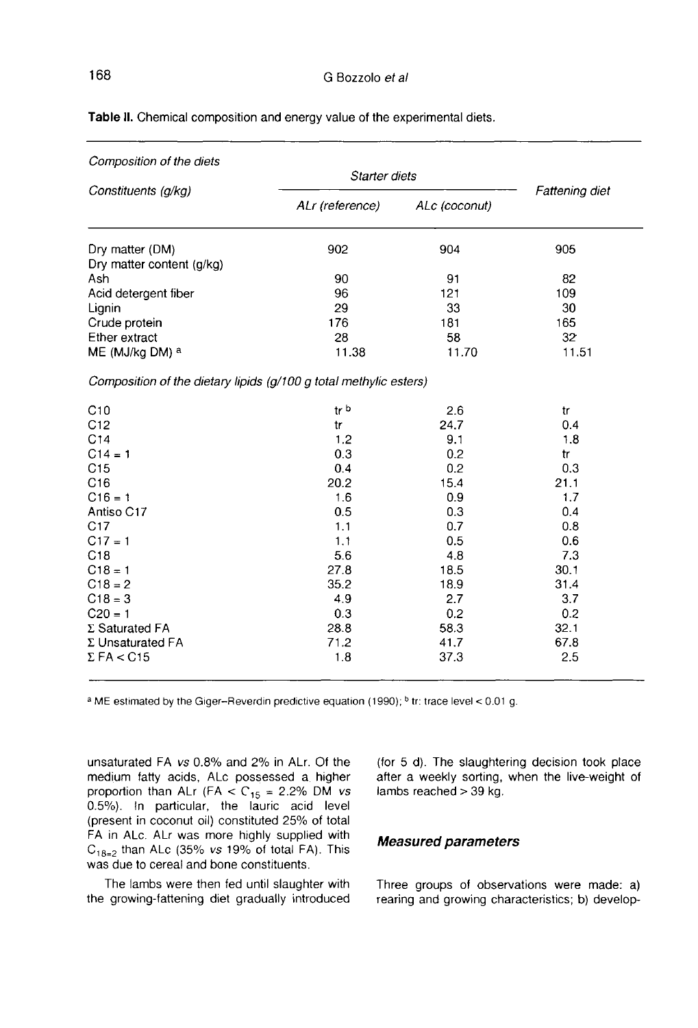**Table II.** Chemical composition and energy value of the experimental diets.

| *Composition of the diets* | | | |
|---|---|---|---|
| *Constituents (g/kg)* | *Starter diets* | | *Fattening diet* |
| | *ALr (reference)* | *ALc (coconut)* | |
| Dry matter (DM) | 902 | 904 | 905 |
| Dry matter content (g/kg) | | | |
| Ash | 90 | 91 | 82 |
| Acid detergent fiber | 96 | 121 | 109 |
| Lignin | 29 | 33 | 30 |
| Crude protein | 176 | 181 | 165 |
| Ether extract | 28 | 58 | 32 |
| ME (MJ/kg DM) [a] | 11.38 | 11.70 | 11.51 |
| *Composition of the dietary lipids (g/100 g total methylic esters)* | | | |
| C10 | tr [b] | 2.6 | tr |
| C12 | tr | 24.7 | 0.4 |
| C14 | 1.2 | 9.1 | 1.8 |
| C14 = 1 | 0.3 | 0.2 | tr |
| C15 | 0.4 | 0.2 | 0.3 |
| C16 | 20.2 | 15.4 | 21.1 |
| C16 = 1 | 1.6 | 0.9 | 1.7 |
| Antiso C17 | 0.5 | 0.3 | 0.4 |
| C17 | 1.1 | 0.7 | 0.8 |
| C17 = 1 | 1.1 | 0.5 | 0.6 |
| C18 | 5.6 | 4.8 | 7.3 |
| C18 = 1 | 27.8 | 18.5 | 30.1 |
| C18 = 2 | 35.2 | 18.9 | 31.4 |
| C18 = 3 | 4.9 | 2.7 | 3.7 |
| C20 = 1 | 0.3 | 0.2 | 0.2 |
| Σ Saturated FA | 28.8 | 58.3 | 32.1 |
| Σ Unsaturated FA | 71.2 | 41.7 | 67.8 |
| Σ FA < C15 | 1.8 | 37.3 | 2.5 |

[a] ME estimated by the Giger–Reverdin predictive equation (1990); [b] tr: trace level < 0.01 g.

unsaturated FA *vs* 0.8% and 2% in ALr. Of the medium fatty acids, ALc possessed a higher proportion than ALr (FA < $C_{15}$ = 2.2% DM *vs* 0.5%). In particular, the lauric acid level (present in coconut oil) constituted 25% of total FA in ALc. ALr was more highly supplied with $C_{18=2}$ than ALc (35% *vs* 19% of total FA). This was due to cereal and bone constituents.

The lambs were then fed until slaughter with the growing-fattening diet gradually introduced (for 5 d). The slaughtering decision took place after a weekly sorting, when the live-weight of lambs reached > 39 kg.

### Measured parameters

Three groups of observations were made: a) rearing and growing characteristics; b) develop-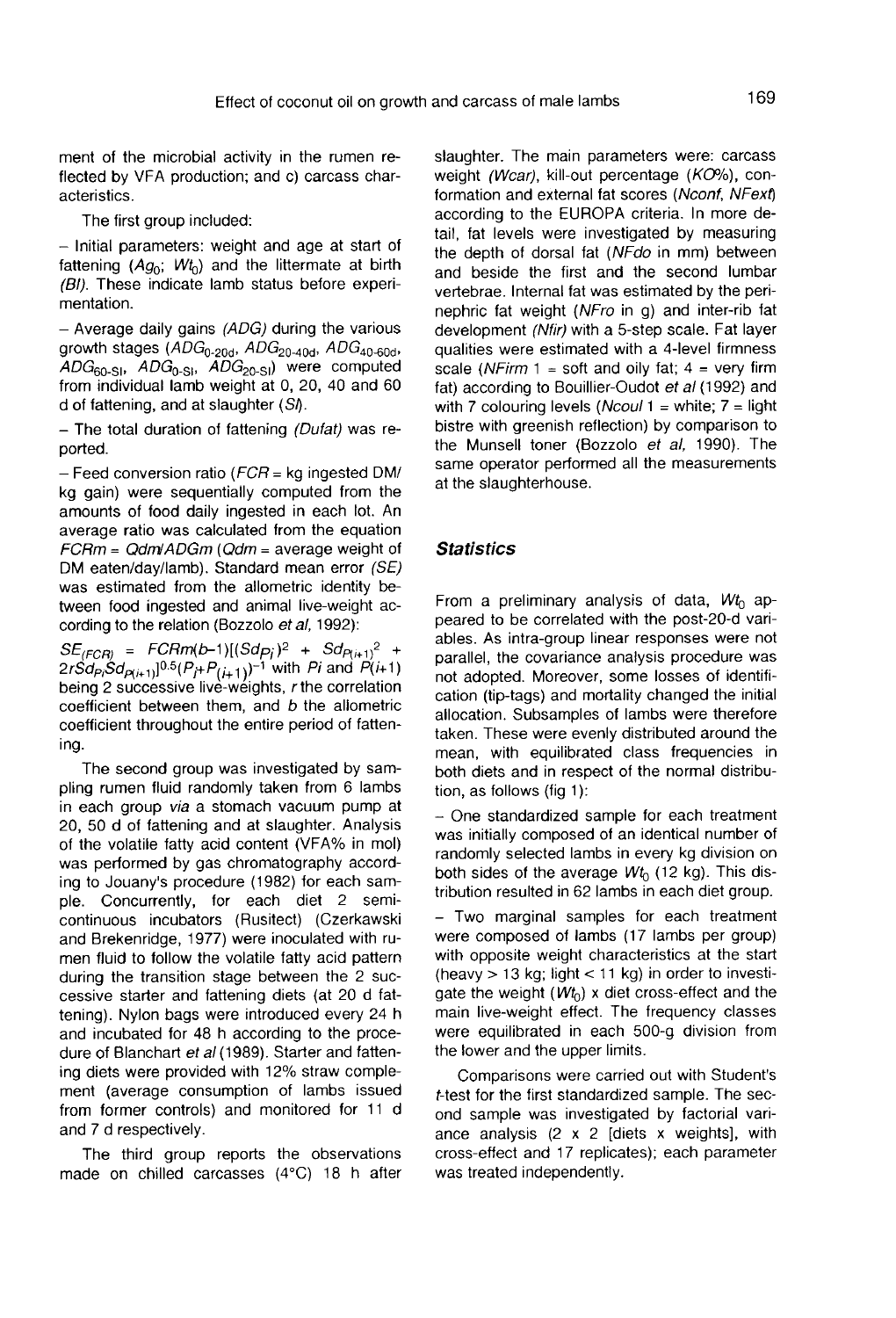ment of the microbial activity in the rumen reflected by VFA production; and c) carcass characteristics.

The first group included:

– Initial parameters: weight and age at start of fattening ($Ag_0$; $Wt_0$) and the littermate at birth (*Bl*). These indicate lamb status before experimentation.

– Average daily gains (*ADG*) during the various growth stages ($ADG_{0\text{-}20d}$, $ADG_{20\text{-}40d}$, $ADG_{40\text{-}60d}$, $ADG_{60\text{-}Sl}$, $ADG_{0\text{-}Sl}$, $ADG_{20\text{-}Sl}$) were computed from individual lamb weight at 0, 20, 40 and 60 d of fattening, and at slaughter (*Sl*).

– The total duration of fattening (*Dufat*) was reported.

– Feed conversion ratio (*FCR* = kg ingested DM/kg gain) were sequentially computed from the amounts of food daily ingested in each lot. An average ratio was calculated from the equation $FCRm = Qdm/ADGm$ (*Qdm* = average weight of DM eaten/day/lamb). Standard mean error (*SE*) was estimated from the allometric identity between food ingested and animal live-weight according to the relation (Bozzolo *et al*, 1992):

$SE_{(FCR)} = FCRm(b-1)[(Sd_{Pi})^2 + Sd_{P(i+1)}^2 + 2rSd_{Pi}Sd_{P(i+1)}]^{0.5}(P_i+P_{(i+1)})^{-1}$ with $Pi$ and $P(i+1)$ being 2 successive live-weights, $r$ the correlation coefficient between them, and $b$ the allometric coefficient throughout the entire period of fattening.

The second group was investigated by sampling rumen fluid randomly taken from 6 lambs in each group *via* a stomach vacuum pump at 20, 50 d of fattening and at slaughter. Analysis of the volatile fatty acid content (VFA% in mol) was performed by gas chromatography according to Jouany's procedure (1982) for each sample. Concurrently, for each diet 2 semi-continuous incubators (Rusitect) (Czerkawski and Brekenridge, 1977) were inoculated with rumen fluid to follow the volatile fatty acid pattern during the transition stage between the 2 successive starter and fattening diets (at 20 d fattening). Nylon bags were introduced every 24 h and incubated for 48 h according to the procedure of Blanchart *et al* (1989). Starter and fattening diets were provided with 12% straw complement (average consumption of lambs issued from former controls) and monitored for 11 d and 7 d respectively.

The third group reports the observations made on chilled carcasses (4°C) 18 h after slaughter. The main parameters were: carcass weight (*Wcar*), kill-out percentage (*KO%*), conformation and external fat scores (*Nconf*, *NFext*) according to the EUROPA criteria. In more detail, fat levels were investigated by measuring the depth of dorsal fat (*NFdo* in mm) between and beside the first and the second lumbar vertebrae. Internal fat was estimated by the perinephric fat weight (*NFro* in g) and inter-rib fat development (*NFir*) with a 5-step scale. Fat layer qualities were estimated with a 4-level firmness scale (*NFirm* 1 = soft and oily fat; 4 = very firm fat) according to Bouillier-Oudot *et al* (1992) and with 7 colouring levels (*Ncoul* 1 = white; 7 = light bistre with greenish reflection) by comparison to the Munsell toner (Bozzolo *et al*, 1990). The same operator performed all the measurements at the slaughterhouse.

## Statistics

From a preliminary analysis of data, $Wt_0$ appeared to be correlated with the post-20-d variables. As intra-group linear responses were not parallel, the covariance analysis procedure was not adopted. Moreover, some losses of identification (tip-tags) and mortality changed the initial allocation. Subsamples of lambs were therefore taken. These were evenly distributed around the mean, with equilibrated class frequencies in both diets and in respect of the normal distribution, as follows (fig 1):

– One standardized sample for each treatment was initially composed of an identical number of randomly selected lambs in every kg division on both sides of the average $Wt_0$ (12 kg). This distribution resulted in 62 lambs in each diet group.

– Two marginal samples for each treatment were composed of lambs (17 lambs per group) with opposite weight characteristics at the start (heavy > 13 kg; light < 11 kg) in order to investigate the weight ($Wt_0$) x diet cross-effect and the main live-weight effect. The frequency classes were equilibrated in each 500-g division from the lower and the upper limits.

Comparisons were carried out with Student's *t*-test for the first standardized sample. The second sample was investigated by factorial variance analysis (2 x 2 [diets x weights], with cross-effect and 17 replicates); each parameter was treated independently.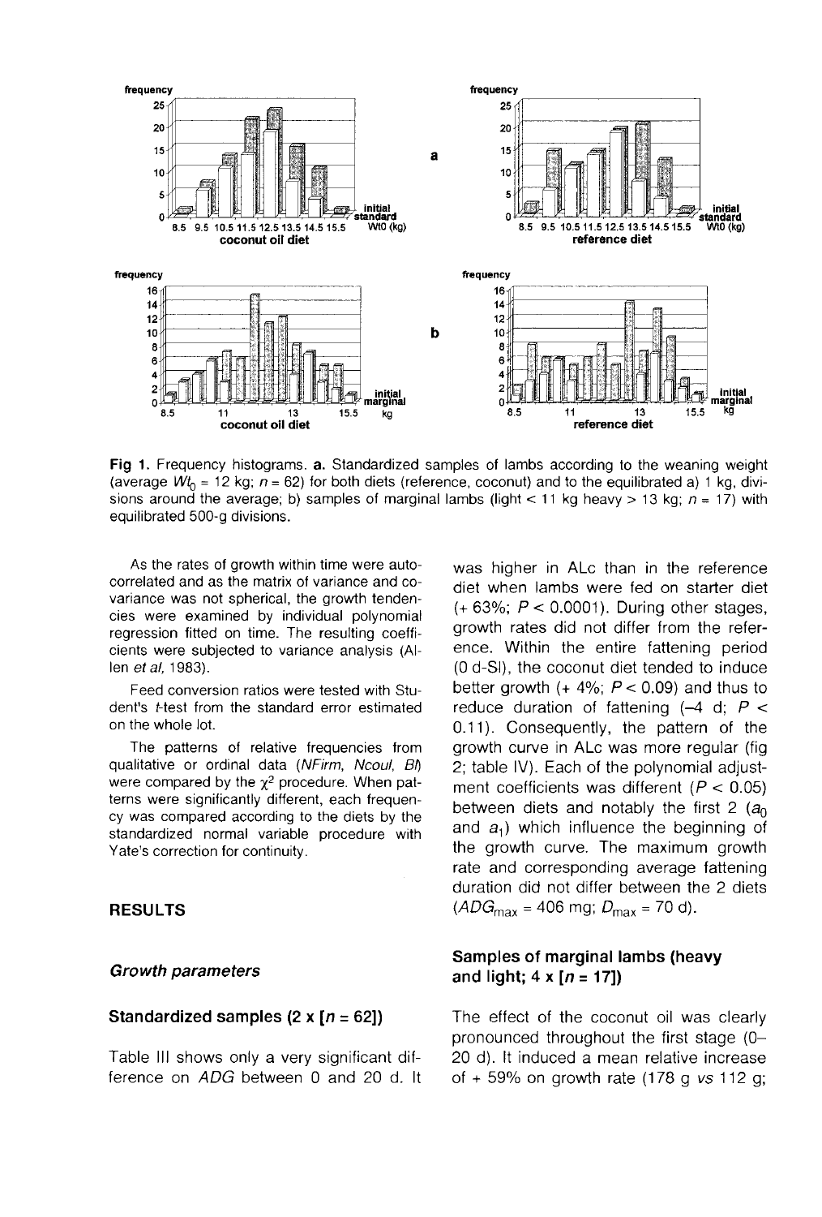**Fig 1.** Frequency histograms. **a.** Standardized samples of lambs according to the weaning weight (average $Wt_0$ = 12 kg; $n$ = 62) for both diets (reference, coconut) and to the equilibrated a) 1 kg, divisions around the average; b) samples of marginal lambs (light < 11 kg heavy > 13 kg; $n$ = 17) with equilibrated 500-g divisions.

As the rates of growth within time were autocorrelated and as the matrix of variance and covariance was not spherical, the growth tendencies were examined by individual polynomial regression fitted on time. The resulting coefficients were subjected to variance analysis (Allen *et al*, 1983).

Feed conversion ratios were tested with Student's *t*-test from the standard error estimated on the whole lot.

The patterns of relative frequencies from qualitative or ordinal data (*NFirm*, *Ncoul*, *Bf*) were compared by the $\chi^2$ procedure. When patterns were significantly different, each frequency was compared according to the diets by the standardized normal variable procedure with Yate's correction for continuity.

## RESULTS

### *Growth parameters*

### Standardized samples (2 x [$n$ = 62])

Table III shows only a very significant difference on *ADG* between 0 and 20 d. It was higher in ALc than in the reference diet when lambs were fed on starter diet (+ 63%; $P$ < 0.0001). During other stages, growth rates did not differ from the reference. Within the entire fattening period (0 d-SI), the coconut diet tended to induce better growth (+ 4%; $P$ < 0.09) and thus to reduce duration of fattening (–4 d; $P$ < 0.11). Consequently, the pattern of the growth curve in ALc was more regular (fig 2; table IV). Each of the polynomial adjustment coefficients was different ($P$ < 0.05) between diets and notably the first 2 ($a_0$ and $a_1$) which influence the beginning of the growth curve. The maximum growth rate and corresponding average fattening duration did not differ between the 2 diets ($ADG_{max}$ = 406 mg; $D_{max}$ = 70 d).

### Samples of marginal lambs (heavy and light; 4 x [$n$ = 17])

The effect of the coconut oil was clearly pronounced throughout the first stage (0–20 d). It induced a mean relative increase of + 59% on growth rate (178 g *vs* 112 g;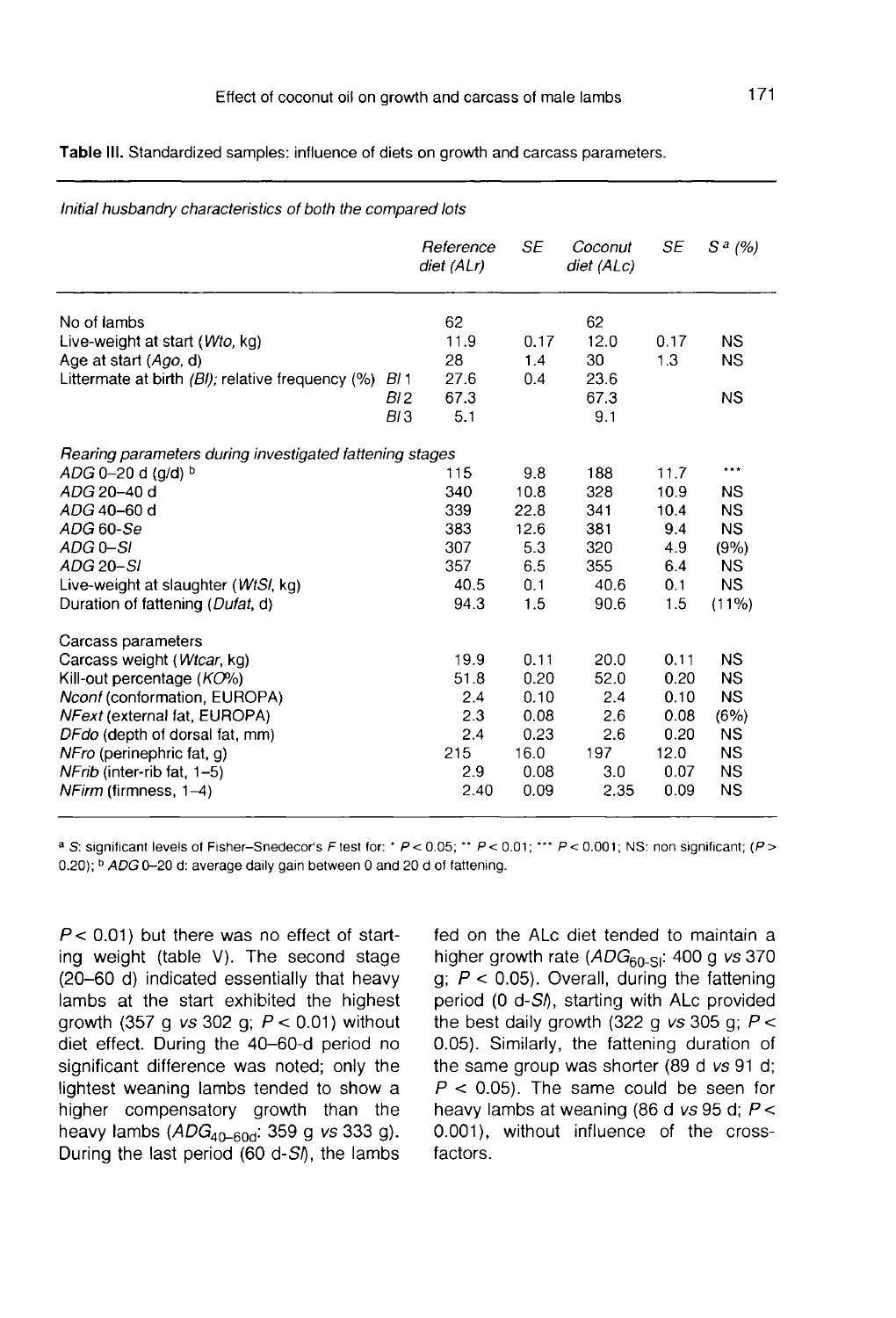**Table III.** Standardized samples: influence of diets on growth and carcass parameters.

| *Initial husbandry characteristics of both the compared lots* | | *Reference diet (ALr)* | *SE* | *Coconut diet (ALc)* | *SE* | *S* [a] *(%)* |
|---|---|---|---|---|---|---|
| No of lambs | | 62 | | 62 | | |
| Live-weight at start (*Wto*, kg) | | 11.9 | 0.17 | 12.0 | 0.17 | NS |
| Age at start (*Ago*, d) | | 28 | 1.4 | 30 | 1.3 | NS |
| Littermate at birth *(Bl)*; relative frequency (%) | *Bl* 1 | 27.6 | 0.4 | 23.6 | | |
| | *Bl* 2 | 67.3 | | 67.3 | | NS |
| | *Bl* 3 | 5.1 | | 9.1 | | |
| *Rearing parameters during investigated fattening stages* | | | | | | |
| *ADG* 0–20 d (g/d) [b] | | 115 | 9.8 | 188 | 11.7 | *** |
| *ADG* 20–40 d | | 340 | 10.8 | 328 | 10.9 | NS |
| *ADG* 40–60 d | | 339 | 22.8 | 341 | 10.4 | NS |
| *ADG* 60-*Se* | | 383 | 12.6 | 381 | 9.4 | NS |
| *ADG* 0–*Sl* | | 307 | 5.3 | 320 | 4.9 | (9%) |
| *ADG* 20–*Sl* | | 357 | 6.5 | 355 | 6.4 | NS |
| Live-weight at slaughter (*WtSl*, kg) | | 40.5 | 0.1 | 40.6 | 0.1 | NS |
| Duration of fattening (*Dufat*, d) | | 94.3 | 1.5 | 90.6 | 1.5 | (11%) |
| Carcass parameters | | | | | | |
| Carcass weight (*Wtcar*, kg) | | 19.9 | 0.11 | 20.0 | 0.11 | NS |
| Kill-out percentage (*KO%*) | | 51.8 | 0.20 | 52.0 | 0.20 | NS |
| *Nconf* (conformation, EUROPA) | | 2.4 | 0.10 | 2.4 | 0.10 | NS |
| *NFext* (external fat, EUROPA) | | 2.3 | 0.08 | 2.6 | 0.08 | (6%) |
| *DFdo* (depth of dorsal fat, mm) | | 2.4 | 0.23 | 2.6 | 0.20 | NS |
| *NFro* (perinephric fat, g) | | 215 | 16.0 | 197 | 12.0 | NS |
| *NFrib* (inter-rib fat, 1–5) | | 2.9 | 0.08 | 3.0 | 0.07 | NS |
| *NFirm* (firmness, 1–4) | | 2.40 | 0.09 | 2.35 | 0.09 | NS |

[a] *S*: significant levels of Fisher–Snedecor's *F* test for: * $P < 0.05$; ** $P < 0.01$; *** $P < 0.001$; NS: non significant; ($P > 0.20$); [b] *ADG* 0–20 d: average daily gain between 0 and 20 d of fattening.

$P < 0.01$) but there was no effect of starting weight (table V). The second stage (20–60 d) indicated essentially that heavy lambs at the start exhibited the highest growth (357 g *vs* 302 g; $P < 0.01$) without diet effect. During the 40–60-d period no significant difference was noted; only the lightest weaning lambs tended to show a higher compensatory growth than the heavy lambs ($ADG_{40-60d}$: 359 g *vs* 333 g). During the last period (60 d-*Sl*), the lambs fed on the ALc diet tended to maintain a higher growth rate ($ADG_{60-Sl}$: 400 g *vs* 370 g; $P < 0.05$). Overall, during the fattening period (0 d-*Sl*), starting with ALc provided the best daily growth (322 g *vs* 305 g; $P < 0.05$). Similarly, the fattening duration of the same group was shorter (89 d *vs* 91 d; $P < 0.05$). The same could be seen for heavy lambs at weaning (86 d *vs* 95 d; $P < 0.001$), without influence of the cross-factors.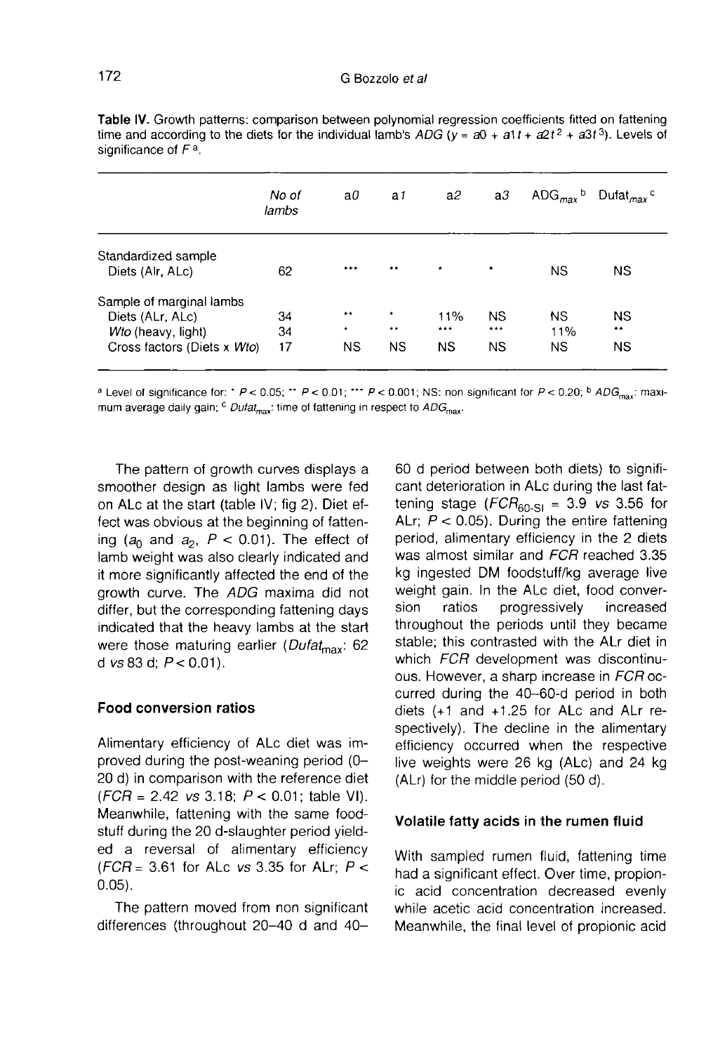**Table IV.** Growth patterns: comparison between polynomial regression coefficients fitted on fattening time and according to the diets for the individual lamb's *ADG* ($y = a0 + a1t + a2t^2 + a3t^3$). Levels of significance of $F$ [a].

| | No of lambs | a0 | a1 | a2 | a3 | $ADG_{max}$ [b] | $Dufat_{max}$ [c] |
|---|---|---|---|---|---|---|---|
| Standardized sample | | | | | | | |
| Diets (Alr, ALc) | 62 | *** | ** | * | * | NS | NS |
| Sample of marginal lambs | | | | | | | |
| Diets (ALr, ALc) | 34 | ** | * | 11% | NS | NS | NS |
| *Wto* (heavy, light) | 34 | * | ** | *** | *** | 11% | ** |
| Cross factors (Diets x *Wto*) | 17 | NS | NS | NS | NS | NS | NS |

[a] Level of significance for: * $P < 0.05$; ** $P < 0.01$; *** $P < 0.001$; NS: non significant for $P < 0.20$; [b] $ADG_{max}$: maximum average daily gain; [c] $Dufat_{max}$: time of fattening in respect to $ADG_{max}$.

The pattern of growth curves displays a smoother design as light lambs were fed on ALc at the start (table IV; fig 2). Diet effect was obvious at the beginning of fattening ($a_0$ and $a_2$, $P < 0.01$). The effect of lamb weight was also clearly indicated and it more significantly affected the end of the growth curve. The *ADG* maxima did not differ, but the corresponding fattening days indicated that the heavy lambs at the start were those maturing earlier ($Dufat_{max}$: 62 d *vs* 83 d; $P < 0.01$).

### Food conversion ratios

Alimentary efficiency of ALc diet was improved during the post-weaning period (0–20 d) in comparison with the reference diet (*FCR* = 2.42 *vs* 3.18; $P < 0.01$; table VI). Meanwhile, fattening with the same foodstuff during the 20 d-slaughter period yielded a reversal of alimentary efficiency (*FCR* = 3.61 for ALc *vs* 3.35 for ALr; $P < 0.05$).

The pattern moved from non significant differences (throughout 20–40 d and 40–60 d period between both diets) to significant deterioration in ALc during the last fattening stage ($FCR_{60\text{-}Sl}$ = 3.9 *vs* 3.56 for ALr; $P < 0.05$). During the entire fattening period, alimentary efficiency in the 2 diets was almost similar and *FCR* reached 3.35 kg ingested DM foodstuff/kg average live weight gain. In the ALc diet, food conversion ratios progressively increased throughout the periods until they became stable; this contrasted with the ALr diet in which *FCR* development was discontinuous. However, a sharp increase in *FCR* occurred during the 40–60-d period in both diets (+1 and +1.25 for ALc and ALr respectively). The decline in the alimentary efficiency occurred when the respective live weights were 26 kg (ALc) and 24 kg (ALr) for the middle period (50 d).

### Volatile fatty acids in the rumen fluid

With sampled rumen fluid, fattening time had a significant effect. Over time, propionic acid concentration decreased evenly while acetic acid concentration increased. Meanwhile, the final level of propionic acid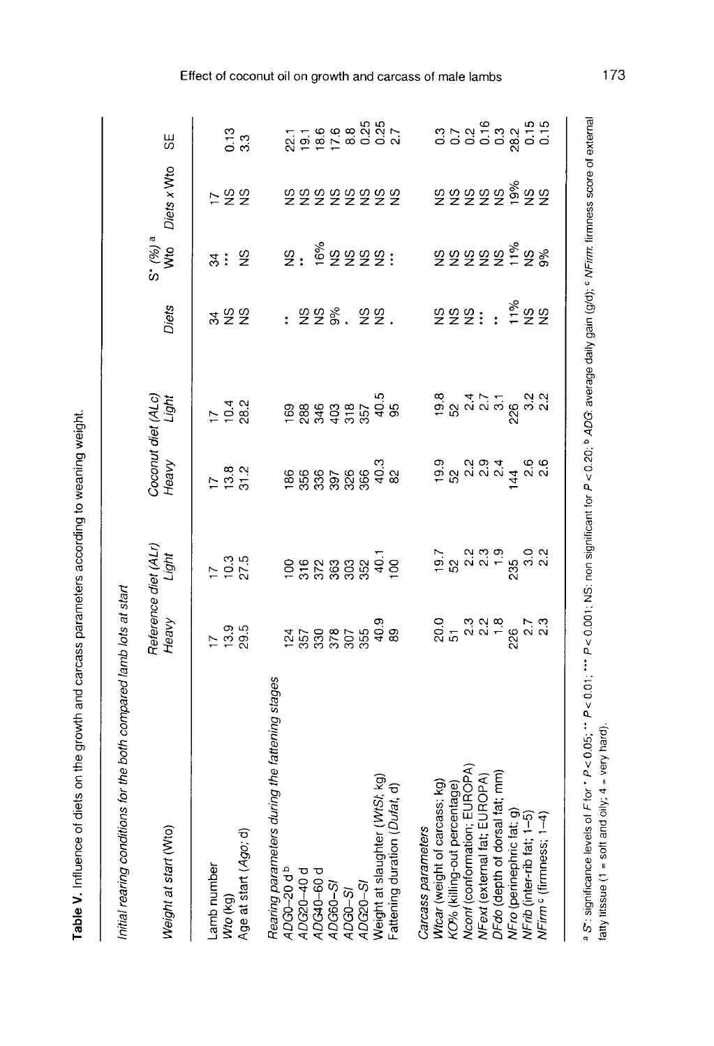**Table V.** Influence of diets on the growth and carcass parameters according to weaning weight.

*Initial rearing conditions for the both compared lamb lots at start*

| *Weight at start* (Wto) | Reference diet (ALr) | | Coconut diet (ALc) | | S* (%) [a] | | | SE |
|---|---|---|---|---|---|---|---|---|
| | *Heavy* | *Light* | *Heavy* | *Light* | *Diets* | *Wto* | *Diets x Wto* | |
| Lamb number | 17 | 17 | 17 | 17 | 34 | 34 | 17 | |
| *Wto* (kg) | 13.9 | 10.3 | 13.8 | 10.4 | NS | *** | NS | 0.13 |
| Age at start (*Ago*; d) | 29.5 | 27.5 | 31.2 | 28.2 | NS | NS | NS | 3.3 |
| *Rearing parameters during the fattening stages* | | | | | | | | |
| *ADG*0–20 d [b] | 124 | 100 | 186 | 169 | ** | NS | NS | 22.1 |
| *ADG*20–40 d | 357 | 316 | 356 | 288 | NS | ** | NS | 19.1 |
| *ADG*40–60 d | 330 | 372 | 336 | 346 | NS | 16% | NS | 18.6 |
| *ADG*60–*Sl* | 378 | 363 | 397 | 403 | 9% | NS | NS | 17.6 |
| *ADG*0–*Sl* | 307 | 303 | 326 | 318 | * | NS | NS | 8.8 |
| *ADG*20–*Sl* | 355 | 352 | 366 | 357 | NS | NS | NS | 0.25 |
| Weight at slaughter (*WtSl*, kg) | 40.9 | 40.1 | 40.3 | 40.5 | NS | NS | NS | 0.25 |
| Fattening duration (*Dufat*, d) | 89 | 100 | 82 | 95 | * | *** | NS | 2.7 |
| *Carcass parameters* | | | | | | | | |
| *Wtcar* (weight of carcass; kg) | 20.0 | 19.7 | 19.9 | 19.8 | NS | NS | NS | 0.3 |
| *KO%* (killing-out percentage) | 51 | 52 | 52 | 52 | NS | NS | NS | 0.7 |
| *Nconf* (conformation; EUROPA) | 2.3 | 2.2 | 2.2 | 2.4 | NS | NS | NS | 0.2 |
| *NFext* (external fat; EUROPA) | 2.2 | 2.3 | 2.9 | 2.7 | *** | NS | NS | 0.16 |
| *DFdo* (depth of dorsal fat; mm) | 1.8 | 1.9 | 2.4 | 3.1 | ** | NS | NS | 0.3 |
| *NFro* (perinephric fat; g) | 226 | 235 | 144 | 226 | 11% | 11% | 19% | 28.2 |
| *NFrib* (inter-rib fat; 1–5) | 2.7 | 3.0 | 2.6 | 3.2 | NS | NS | NS | 0.15 |
| *NFirm* [c] (firmness; 1–4) | 2.3 | 2.2 | 2.6 | 2.2 | NS | 9% | NS | 0.15 |

[a] *S*: significance levels of *F* for * $P < 0.05$; ** $P < 0.01$; *** $P < 0.001$; NS: non significant for $P < 0.20$; [b] *ADG*: average daily gain (g/d); [c] *NFirm*: firmness score of external fatty titssue (1 = soft and oily; 4 = very hard).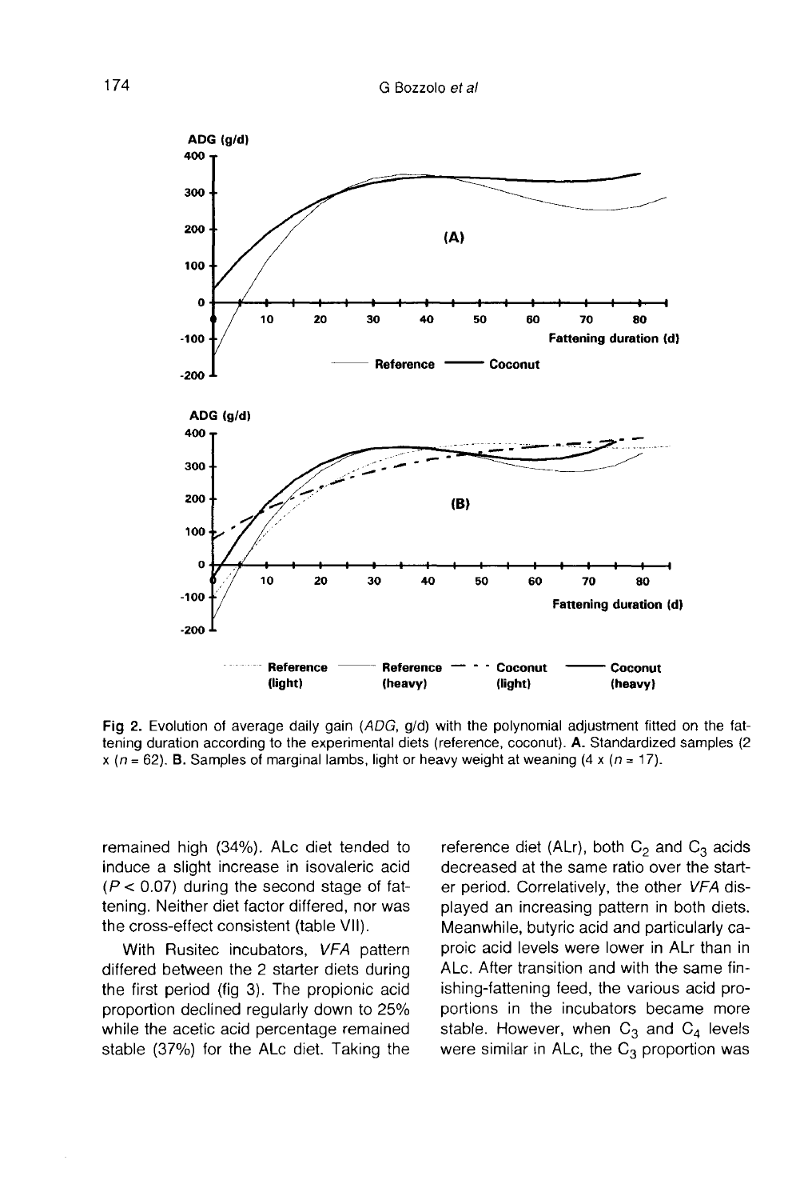Fig 2. Evolution of average daily gain (*ADG*, g/d) with the polynomial adjustment fitted on the fattening duration according to the experimental diets (reference, coconut). **A.** Standardized samples (2 x (*n* = 62). **B.** Samples of marginal lambs, light or heavy weight at weaning (4 x (*n* = 17).

remained high (34%). ALc diet tended to induce a slight increase in isovaleric acid ($P < 0.07$) during the second stage of fattening. Neither diet factor differed, nor was the cross-effect consistent (table VII).

With Rusitec incubators, *VFA* pattern differed between the 2 starter diets during the first period (fig 3). The propionic acid proportion declined regularly down to 25% while the acetic acid percentage remained stable (37%) for the ALc diet. Taking the reference diet (ALr), both $C_2$ and $C_3$ acids decreased at the same ratio over the starter period. Correlatively, the other *VFA* displayed an increasing pattern in both diets. Meanwhile, butyric acid and particularly caproic acid levels were lower in ALr than in ALc. After transition and with the same finishing-fattening feed, the various acid proportions in the incubators became more stable. However, when $C_3$ and $C_4$ levels were similar in ALc, the $C_3$ proportion was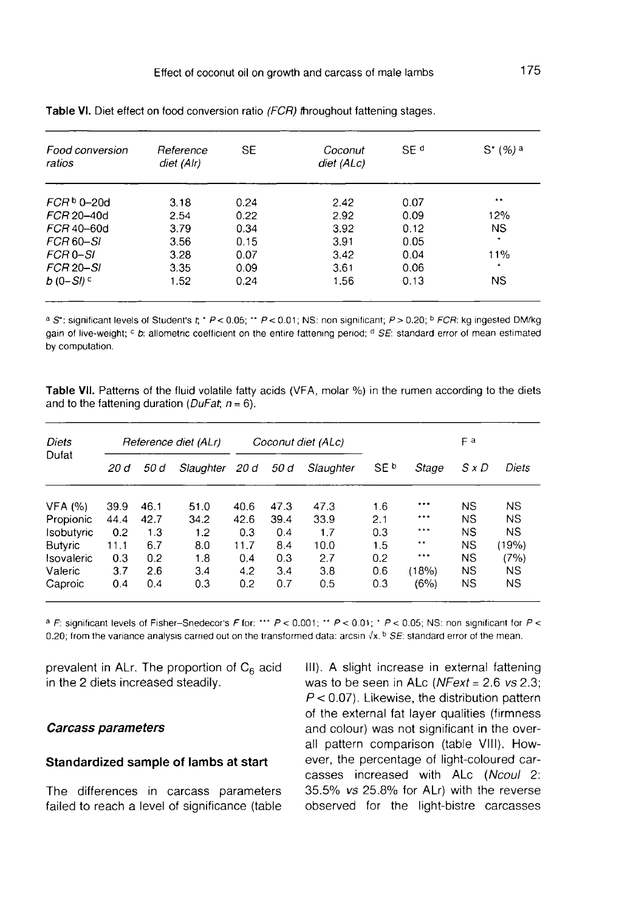**Table VI.** Diet effect on food conversion ratio (*FCR*) throughout fattening stages.

| Food conversion ratios | Reference diet (Alr) | SE | Coconut diet (ALc) | SE [d] | S* (%) [a] |
|---|---|---|---|---|---|
| *FCR* [b] 0–20d | 3.18 | 0.24 | 2.42 | 0.07 | ** |
| *FCR* 20–40d | 2.54 | 0.22 | 2.92 | 0.09 | 12% |
| *FCR* 40–60d | 3.79 | 0.34 | 3.92 | 0.12 | NS |
| *FCR* 60–*Sl* | 3.56 | 0.15 | 3.91 | 0.05 | * |
| *FCR* 0–*Sl* | 3.28 | 0.07 | 3.42 | 0.04 | 11% |
| *FCR* 20–*Sl* | 3.35 | 0.09 | 3.61 | 0.06 | * |
| *b* (0–*Sl*) [c] | 1.52 | 0.24 | 1.56 | 0.13 | NS |

[a] *S**: significant levels of Student's *t*; * $P < 0.05$; ** $P < 0.01$; NS: non significant; $P > 0.20$; [b] *FCR*: kg ingested DM/kg gain of live-weight; [c] *b*: allometric coefficient on the entire fattening period; [d] *SE*: standard error of mean estimated by computation.

**Table VII.** Patterns of the fluid volatile fatty acids (VFA, molar %) in the rumen according to the diets and to the fattening duration (*DuFat*; $n = 6$).

| Diets | Reference diet (ALr) | | | Coconut diet (ALc) | | | | F [a] | | |
|---|---|---|---|---|---|---|---|---|---|---|
| Dufat | *20 d* | *50 d* | *Slaughter* | *20 d* | *50 d* | *Slaughter* | SE [b] | *Stage* | *S x D* | *Diets* |
| VFA (%) | 39.9 | 46.1 | 51.0 | 40.6 | 47.3 | 47.3 | 1.6 | *** | NS | NS |
| Propionic | 44.4 | 42.7 | 34.2 | 42.6 | 39.4 | 33.9 | 2.1 | *** | NS | NS |
| Isobutyric | 0.2 | 1.3 | 1.2 | 0.3 | 0.4 | 1.7 | 0.3 | *** | NS | NS |
| Butyric | 11.1 | 6.7 | 8.0 | 11.7 | 8.4 | 10.0 | 1.5 | ** | NS | (19%) |
| Isovaleric | 0.3 | 0.2 | 1.8 | 0.4 | 0.3 | 2.7 | 0.2 | *** | NS | (7%) |
| Valeric | 3.7 | 2.6 | 3.4 | 4.2 | 3.4 | 3.8 | 0.6 | (18%) | NS | NS |
| Caproic | 0.4 | 0.4 | 0.3 | 0.2 | 0.7 | 0.5 | 0.3 | (6%) | NS | NS |

[a] *F*: significant levels of Fisher–Snedecor's *F* for: *** $P < 0.001$; ** $P < 0.01$; * $P < 0.05$; NS: non significant for $P < 0.20$; from the variance analysis carried out on the transformed data: arcsin $\sqrt{x}$. [b] *SE*: standard error of the mean.

prevalent in ALr. The proportion of $C_6$ acid in the 2 diets increased steadily.

### *Carcass parameters*

#### Standardized sample of lambs at start

The differences in carcass parameters failed to reach a level of significance (table III). A slight increase in external fattening was to be seen in ALc (*NFext* = 2.6 *vs* 2.3; $P < 0.07$). Likewise, the distribution pattern of the external fat layer qualities (firmness and colour) was not significant in the overall pattern comparison (table VIII). However, the percentage of light-coloured carcasses increased with ALc (*Ncoul* 2: 35.5% *vs* 25.8% for ALr) with the reverse observed for the light-bistre carcasses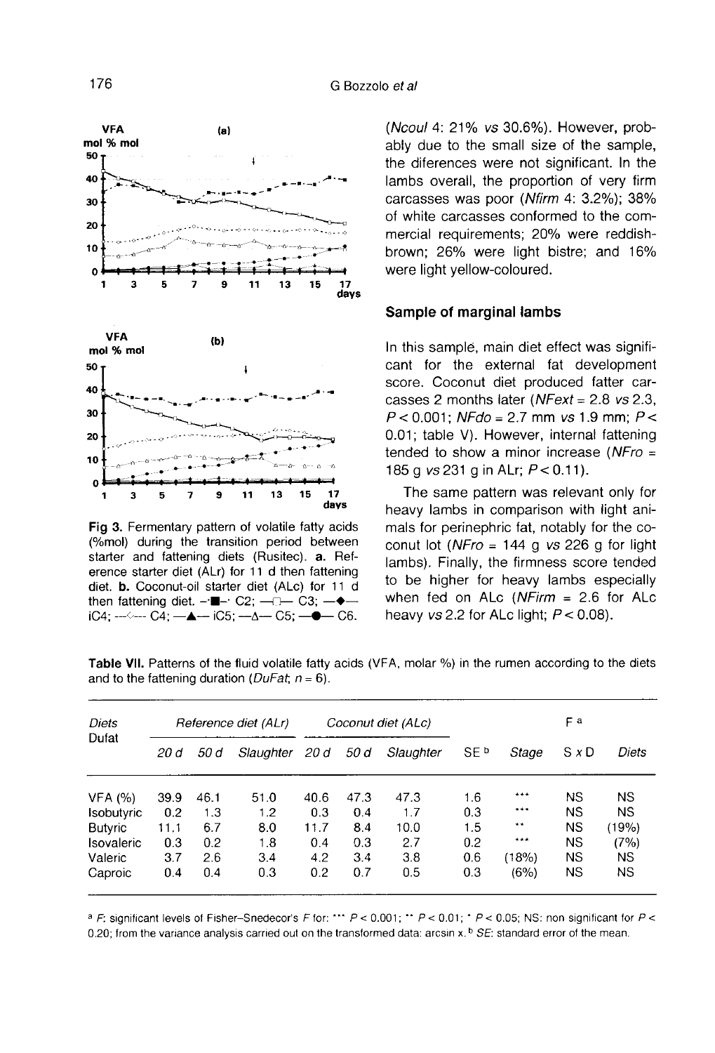(*Ncoul* 4: 21% *vs* 30.6%). However, probably due to the small size of the sample, the diferences were not significant. In the lambs overall, the proportion of very firm carcasses was poor (*Nfirm* 4: 3.2%); 38% of white carcasses conformed to the commercial requirements; 20% were reddish-brown; 26% were light bistre; and 16% were light yellow-coloured.

### Sample of marginal lambs

In this sample, main diet effect was significant for the external fat development score. Coconut diet produced fatter carcasses 2 months later (*NFext* = 2.8 *vs* 2.3, $P < 0.001$; *NFdo* = 2.7 mm *vs* 1.9 mm; $P < 0.01$; table V). However, internal fattening tended to show a minor increase (*NFro* = 185 g *vs* 231 g in ALr; $P < 0.11$).

The same pattern was relevant only for heavy lambs in comparison with light animals for perinephric fat, notably for the coconut lot (*NFro* = 144 g *vs* 226 g for light lambs). Finally, the firmness score tended to be higher for heavy lambs especially when fed on ALc (*NFirm* = 2.6 for ALc heavy *vs* 2.2 for ALc light; $P < 0.08$).

**Fig 3.** Fermentary pattern of volatile fatty acids (%mol) during the transition period between starter and fattening diets (Rusitec). **a.** Reference starter diet (ALr) for 11 d then fattening diet. **b.** Coconut-oil starter diet (ALc) for 11 d then fattening diet. –■– C2; –□– C3; –◆– iC4; –◇– C4; –▲– iC5; –△– C5; –●– C6.

**Table VII.** Patterns of the fluid volatile fatty acids (VFA, molar %) in the rumen according to the diets and to the fattening duration (*DuFat*; $n = 6$).

| *Diets* / *Dufat* | *Reference diet (ALr)* | | | *Coconut diet (ALc)* | | | | *F* [a] | | |
|---|---|---|---|---|---|---|---|---|---|---|
| | *20 d* | *50 d* | *Slaughter* | *20 d* | *50 d* | *Slaughter* | *SE* [b] | *Stage* | *S x D* | *Diets* |
| VFA (%) | 39.9 | 46.1 | 51.0 | 40.6 | 47.3 | 47.3 | 1.6 | *** | NS | NS |
| Isobutyric | 0.2 | 1.3 | 1.2 | 0.3 | 0.4 | 1.7 | 0.3 | *** | NS | NS |
| Butyric | 11.1 | 6.7 | 8.0 | 11.7 | 8.4 | 10.0 | 1.5 | ** | NS | (19%) |
| Isovaleric | 0.3 | 0.2 | 1.8 | 0.4 | 0.3 | 2.7 | 0.2 | *** | NS | (7%) |
| Valeric | 3.7 | 2.6 | 3.4 | 4.2 | 3.4 | 3.8 | 0.6 | (18%) | NS | NS |
| Caproic | 0.4 | 0.4 | 0.3 | 0.2 | 0.7 | 0.5 | 0.3 | (6%) | NS | NS |

[a] *F*: significant levels of Fisher–Snedecor's *F* for: *** $P < 0.001$; ** $P < 0.01$; * $P < 0.05$; NS: non significant for $P < 0.20$; from the variance analysis carried out on the transformed data: arcsin x. [b] *SE*: standard error of the mean.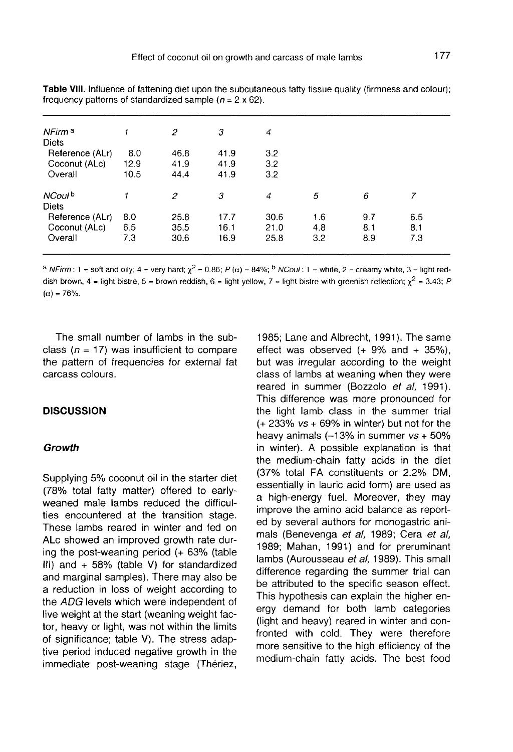**Table VIII.** Influence of fattening diet upon the subcutaneous fatty tissue quality (firmness and colour); frequency patterns of standardized sample ($n = 2 \times 62$).

| *NFirm* [a] | *1* | *2* | *3* | *4* | | | |
|---|---|---|---|---|---|---|---|
| Diets | | | | | | | |
| Reference (ALr) | 8.0 | 46.8 | 41.9 | 3.2 | | | |
| Coconut (ALc) | 12.9 | 41.9 | 41.9 | 3.2 | | | |
| Overall | 10.5 | 44.4 | 41.9 | 3.2 | | | |
| *NCoul* [b] | *1* | *2* | *3* | *4* | *5* | *6* | *7* |
| Diets | | | | | | | |
| Reference (ALr) | 8.0 | 25.8 | 17.7 | 30.6 | 1.6 | 9.7 | 6.5 |
| Coconut (ALc) | 6.5 | 35.5 | 16.1 | 21.0 | 4.8 | 8.1 | 8.1 |
| Overall | 7.3 | 30.6 | 16.9 | 25.8 | 3.2 | 8.9 | 7.3 |

[a] *NFirm*: 1 = soft and oily; 4 = very hard; $\chi^2 = 0.86$; $P(\alpha) = 84\%$; [b] *NCoul*: 1 = white, 2 = creamy white, 3 = light reddish brown, 4 = light bistre, 5 = brown reddish, 6 = light yellow, 7 = light bistre with greenish reflection; $\chi^2 = 3.43$; $P(\alpha) = 76\%$.

The small number of lambs in the subclass ($n = 17$) was insufficient to compare the pattern of frequencies for external fat carcass colours.

## DISCUSSION

### Growth

Supplying 5% coconut oil in the starter diet (78% total fatty matter) offered to early-weaned male lambs reduced the difficulties encountered at the transition stage. These lambs reared in winter and fed on ALc showed an improved growth rate during the post-weaning period (+ 63% (table III) and + 58% (table V) for standardized and marginal samples). There may also be a reduction in loss of weight according to the *ADG* levels which were independent of live weight at the start (weaning weight factor, heavy or light, was not within the limits of significance; table V). The stress adaptive period induced negative growth in the immediate post-weaning stage (Thériez, 1985; Lane and Albrecht, 1991). The same effect was observed (+ 9% and + 35%), but was irregular according to the weight class of lambs at weaning when they were reared in summer (Bozzolo *et al*, 1991). This difference was more pronounced for the light lamb class in the summer trial (+ 233% *vs* + 69% in winter) but not for the heavy animals (–13% in summer *vs* + 50% in winter). A possible explanation is that the medium-chain fatty acids in the diet (37% total FA constituents or 2.2% DM, essentially in lauric acid form) are used as a high-energy fuel. Moreover, they may improve the amino acid balance as reported by several authors for monogastric animals (Benevenga *et al*, 1989; Cera *et al*, 1989; Mahan, 1991) and for preruminant lambs (Aurousseau *et al*, 1989). This small difference regarding the summer trial can be attributed to the specific season effect. This hypothesis can explain the higher energy demand for both lamb categories (light and heavy) reared in winter and confronted with cold. They were therefore more sensitive to the high efficiency of the medium-chain fatty acids. The best food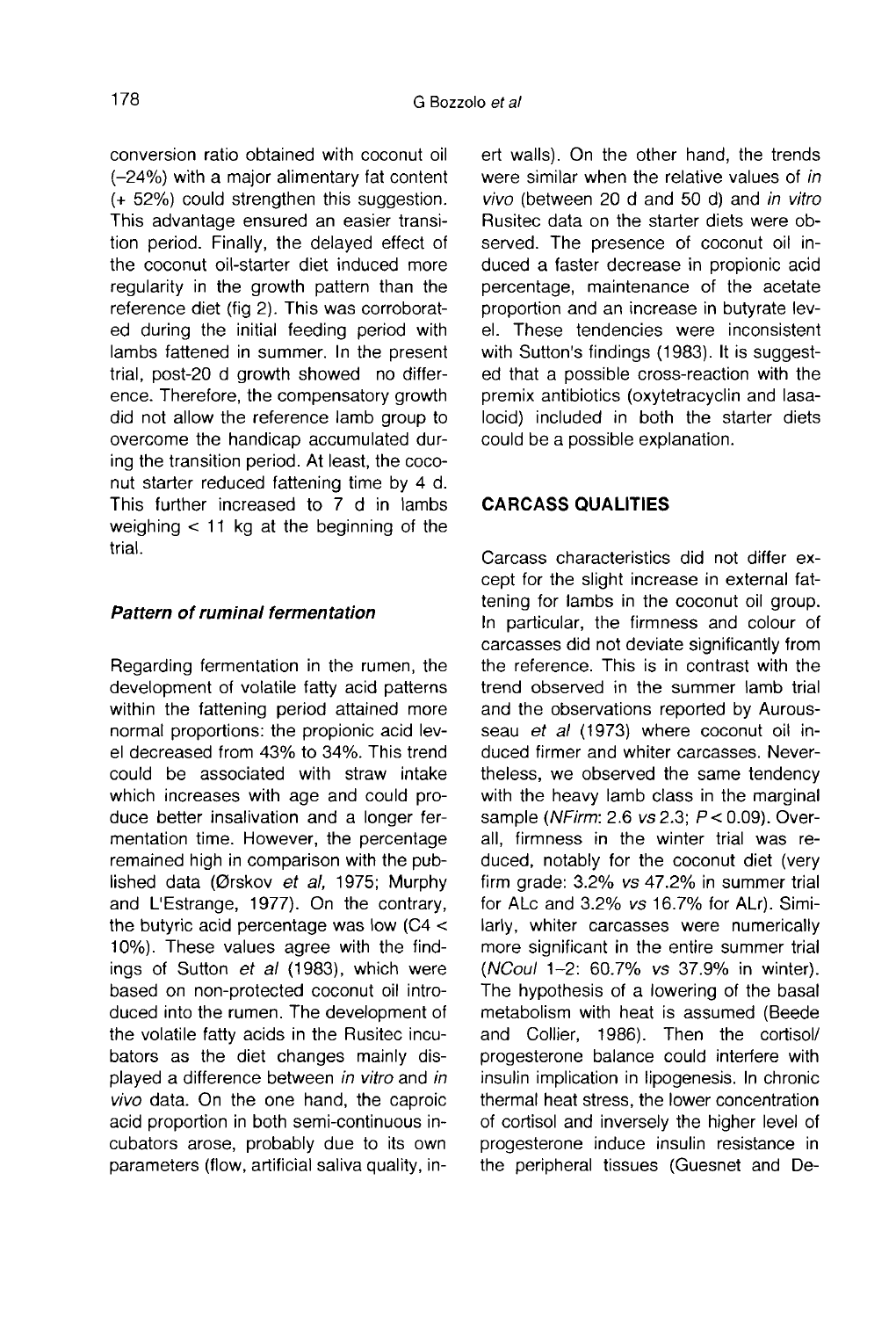conversion ratio obtained with coconut oil (–24%) with a major alimentary fat content (+ 52%) could strengthen this suggestion. This advantage ensured an easier transition period. Finally, the delayed effect of the coconut oil-starter diet induced more regularity in the growth pattern than the reference diet (fig 2). This was corroborated during the initial feeding period with lambs fattened in summer. In the present trial, post-20 d growth showed no difference. Therefore, the compensatory growth did not allow the reference lamb group to overcome the handicap accumulated during the transition period. At least, the coconut starter reduced fattening time by 4 d. This further increased to 7 d in lambs weighing < 11 kg at the beginning of the trial.

### *Pattern of ruminal fermentation*

Regarding fermentation in the rumen, the development of volatile fatty acid patterns within the fattening period attained more normal proportions: the propionic acid level decreased from 43% to 34%. This trend could be associated with straw intake which increases with age and could produce better insalivation and a longer fermentation time. However, the percentage remained high in comparison with the published data (Ørskov *et al,* 1975; Murphy and L'Estrange, 1977). On the contrary, the butyric acid percentage was low (C4 < 10%). These values agree with the findings of Sutton *et al* (1983), which were based on non-protected coconut oil introduced into the rumen. The development of the volatile fatty acids in the Rusitec incubators as the diet changes mainly displayed a difference between *in vitro* and *in vivo* data. On the one hand, the caproic acid proportion in both semi-continuous incubators arose, probably due to its own parameters (flow, artificial saliva quality, inert walls). On the other hand, the trends were similar when the relative values of *in vivo* (between 20 d and 50 d) and *in vitro* Rusitec data on the starter diets were observed. The presence of coconut oil induced a faster decrease in propionic acid percentage, maintenance of the acetate proportion and an increase in butyrate level. These tendencies were inconsistent with Sutton's findings (1983). It is suggested that a possible cross-reaction with the premix antibiotics (oxytetracyclin and lasalocid) included in both the starter diets could be a possible explanation.

## CARCASS QUALITIES

Carcass characteristics did not differ except for the slight increase in external fattening for lambs in the coconut oil group. In particular, the firmness and colour of carcasses did not deviate significantly from the reference. This is in contrast with the trend observed in the summer lamb trial and the observations reported by Aurousseau *et al* (1973) where coconut oil induced firmer and whiter carcasses. Nevertheless, we observed the same tendency with the heavy lamb class in the marginal sample (*NFirm*: 2.6 *vs* 2.3; $P < 0.09$). Overall, firmness in the winter trial was reduced, notably for the coconut diet (very firm grade: 3.2% *vs* 47.2% in summer trial for ALc and 3.2% *vs* 16.7% for ALr). Similarly, whiter carcasses were numerically more significant in the entire summer trial (*NCoul* 1–2: 60.7% *vs* 37.9% in winter). The hypothesis of a lowering of the basal metabolism with heat is assumed (Beede and Collier, 1986). Then the cortisol/ progesterone balance could interfere with insulin implication in lipogenesis. In chronic thermal heat stress, the lower concentration of cortisol and inversely the higher level of progesterone induce insulin resistance in the peripheral tissues (Guesnet and De-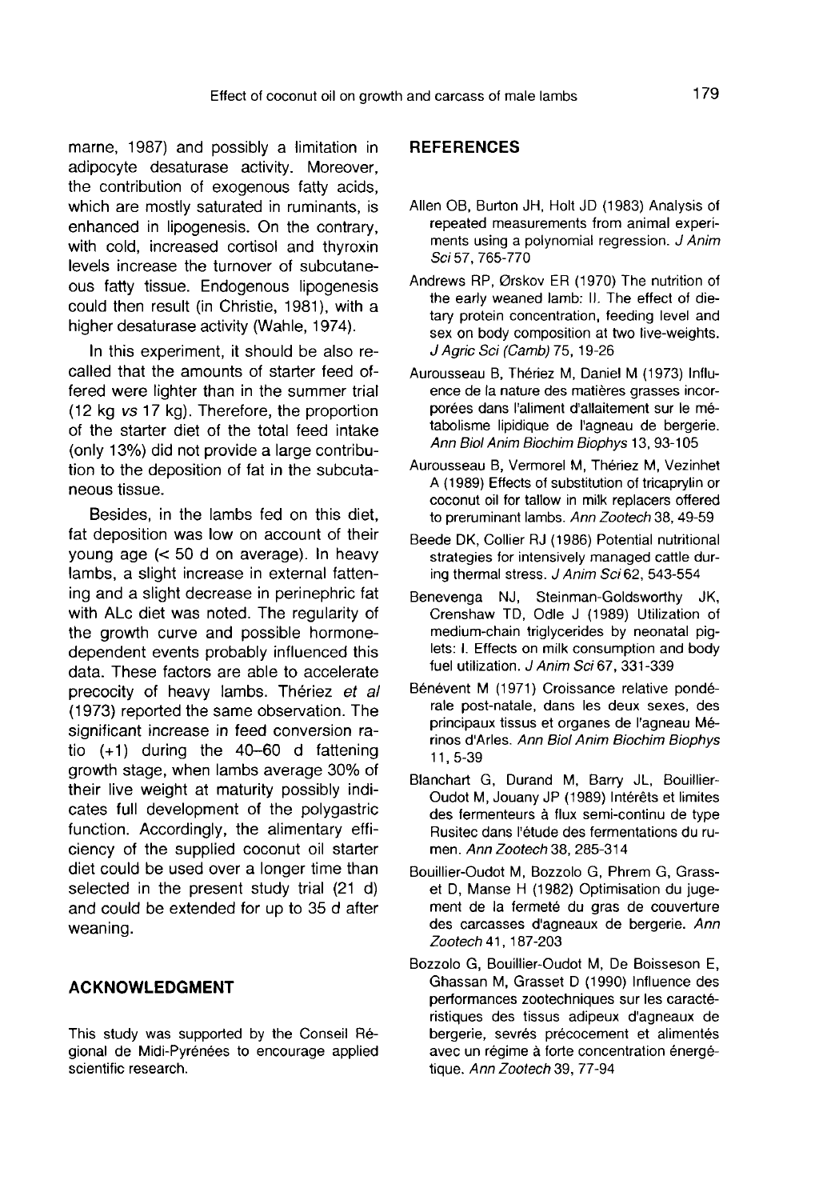marne, 1987) and possibly a limitation in adipocyte desaturase activity. Moreover, the contribution of exogenous fatty acids, which are mostly saturated in ruminants, is enhanced in lipogenesis. On the contrary, with cold, increased cortisol and thyroxin levels increase the turnover of subcutaneous fatty tissue. Endogenous lipogenesis could then result (in Christie, 1981), with a higher desaturase activity (Wahle, 1974).

In this experiment, it should be also recalled that the amounts of starter feed offered were lighter than in the summer trial (12 kg *vs* 17 kg). Therefore, the proportion of the starter diet of the total feed intake (only 13%) did not provide a large contribution to the deposition of fat in the subcutaneous tissue.

Besides, in the lambs fed on this diet, fat deposition was low on account of their young age (< 50 d on average). In heavy lambs, a slight increase in external fattening and a slight decrease in perinephric fat with ALc diet was noted. The regularity of the growth curve and possible hormone-dependent events probably influenced this data. These factors are able to accelerate precocity of heavy lambs. Thériez *et al* (1973) reported the same observation. The significant increase in feed conversion ratio (+1) during the 40–60 d fattening growth stage, when lambs average 30% of their live weight at maturity possibly indicates full development of the polygastric function. Accordingly, the alimentary efficiency of the supplied coconut oil starter diet could be used over a longer time than selected in the present study trial (21 d) and could be extended for up to 35 d after weaning.

## ACKNOWLEDGMENT

This study was supported by the Conseil Régional de Midi-Pyrénées to encourage applied scientific research.

## REFERENCES

Allen OB, Burton JH, Holt JD (1983) Analysis of repeated measurements from animal experiments using a polynomial regression. *J Anim Sci* 57, 765-770

Andrews RP, Ørskov ER (1970) The nutrition of the early weaned lamb: II. The effect of dietary protein concentration, feeding level and sex on body composition at two live-weights. *J Agric Sci (Camb)* 75, 19-26

Aurousseau B, Thériez M, Daniel M (1973) Influence de la nature des matières grasses incorporées dans l'aliment d'allaitement sur le métabolisme lipidique de l'agneau de bergerie. *Ann Biol Anim Biochim Biophys* 13, 93-105

Aurousseau B, Vermorel M, Thériez M, Vezinhet A (1989) Effects of substitution of tricaprylin or coconut oil for tallow in milk replacers offered to preruminant lambs. *Ann Zootech* 38, 49-59

Beede DK, Collier RJ (1986) Potential nutritional strategies for intensively managed cattle during thermal stress. *J Anim Sci* 62, 543-554

Benevenga NJ, Steinman-Goldsworthy JK, Crenshaw TD, Odle J (1989) Utilization of medium-chain triglycerides by neonatal piglets: I. Effects on milk consumption and body fuel utilization. *J Anim Sci* 67, 331-339

Bénévent M (1971) Croissance relative pondérale post-natale, dans les deux sexes, des principaux tissus et organes de l'agneau Mérinos d'Arles. *Ann Biol Anim Biochim Biophys* 11, 5-39

Blanchart G, Durand M, Barry JL, Bouillier-Oudot M, Jouany JP (1989) Intérêts et limites des fermenteurs à flux semi-continu de type Rusitec dans l'étude des fermentations du rumen. *Ann Zootech* 38, 285-314

Bouillier-Oudot M, Bozzolo G, Phrem G, Grasset D, Manse H (1982) Optimisation du jugement de la fermeté du gras de couverture des carcasses d'agneaux de bergerie. *Ann Zootech* 41, 187-203

Bozzolo G, Bouillier-Oudot M, De Boisseson E, Ghassan M, Grasset D (1990) Influence des performances zootechniques sur les caractéristiques des tissus adipeux d'agneaux de bergerie, sevrés précocement et alimentés avec un régime à forte concentration énergétique. *Ann Zootech* 39, 77-94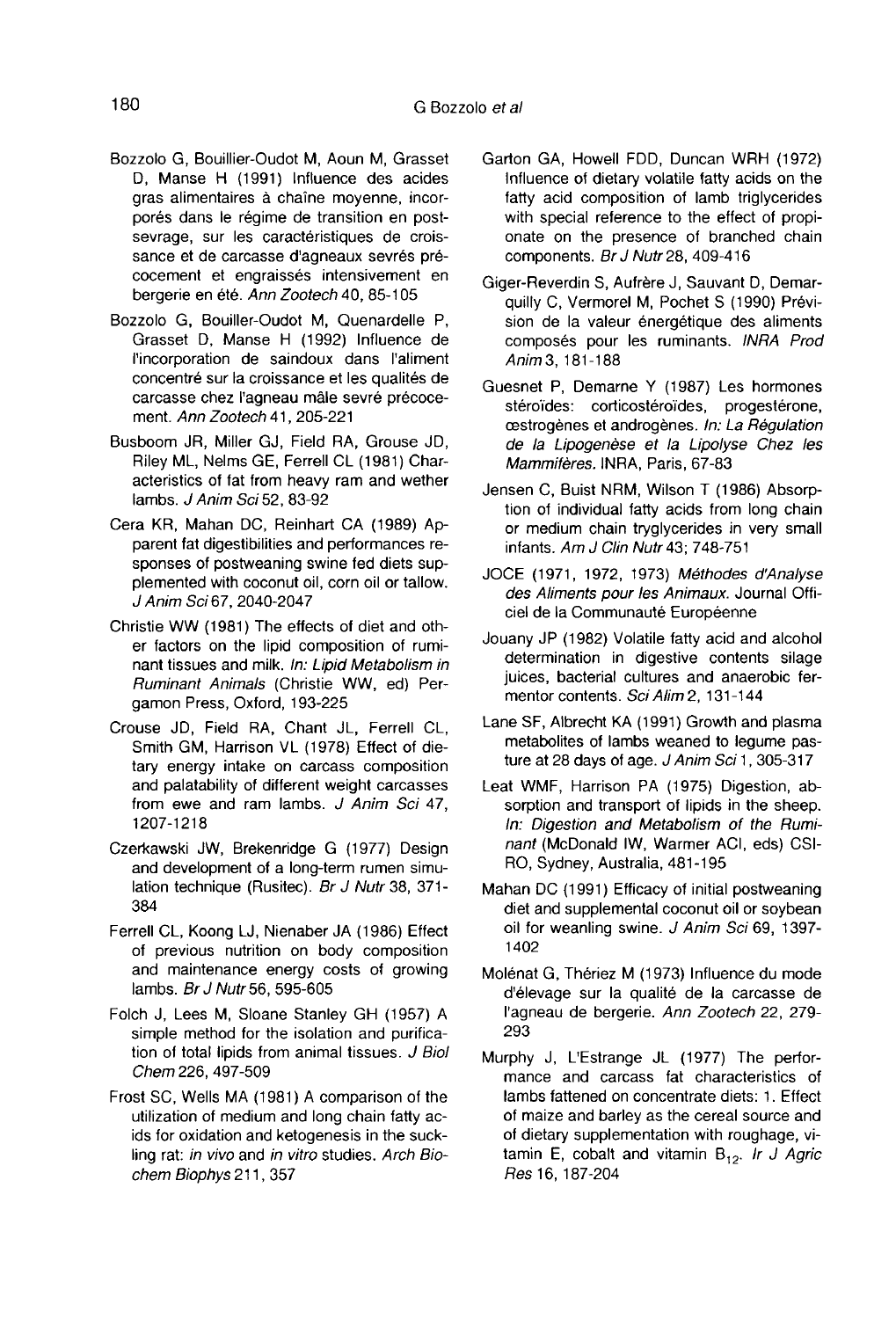Bozzolo G, Bouillier-Oudot M, Aoun M, Grasset D, Manse H (1991) Influence des acides gras alimentaires à chaîne moyenne, incorporés dans le régime de transition en post-sevrage, sur les caractéristiques de croissance et de carcasse d'agneaux sevrés précocement et engraissés intensivement en bergerie en été. *Ann Zootech* 40, 85-105

Bozzolo G, Bouiller-Oudot M, Quenardelle P, Grasset D, Manse H (1992) Influence de l'incorporation de saindoux dans l'aliment concentré sur la croissance et les qualités de carcasse chez l'agneau mâle sevré précocement. *Ann Zootech* 41, 205-221

Busboom JR, Miller GJ, Field RA, Grouse JD, Riley ML, Nelms GE, Ferrell CL (1981) Characteristics of fat from heavy ram and wether lambs. *J Anim Sci* 52, 83-92

Cera KR, Mahan DC, Reinhart CA (1989) Apparent fat digestibilities and performances responses of postweaning swine fed diets supplemented with coconut oil, corn oil or tallow. *J Anim Sci* 67, 2040-2047

Christie WW (1981) The effects of diet and other factors on the lipid composition of ruminant tissues and milk. *In: Lipid Metabolism in Ruminant Animals* (Christie WW, ed) Pergamon Press, Oxford, 193-225

Crouse JD, Field RA, Chant JL, Ferrell CL, Smith GM, Harrison VL (1978) Effect of dietary energy intake on carcass composition and palatability of different weight carcasses from ewe and ram lambs. *J Anim Sci* 47, 1207-1218

Czerkawski JW, Brekenridge G (1977) Design and development of a long-term rumen simulation technique (Rusitec). *Br J Nutr* 38, 371-384

Ferrell CL, Koong LJ, Nienaber JA (1986) Effect of previous nutrition on body composition and maintenance energy costs of growing lambs. *Br J Nutr* 56, 595-605

Folch J, Lees M, Sloane Stanley GH (1957) A simple method for the isolation and purification of total lipids from animal tissues. *J Biol Chem* 226, 497-509

Frost SC, Wells MA (1981) A comparison of the utilization of medium and long chain fatty acids for oxidation and ketogenesis in the suckling rat: *in vivo* and *in vitro* studies. *Arch Biochem Biophys* 211, 357

Garton GA, Howell FDD, Duncan WRH (1972) Influence of dietary volatile fatty acids on the fatty acid composition of lamb triglycerides with special reference to the effect of propionate on the presence of branched chain components. *Br J Nutr* 28, 409-416

Giger-Reverdin S, Aufrère J, Sauvant D, Demarquilly C, Vermorel M, Pochet S (1990) Prévision de la valeur énergétique des aliments composés pour les ruminants. *INRA Prod Anim* 3, 181-188

Guesnet P, Demarne Y (1987) Les hormones stéroïdes: corticostéroïdes, progestérone, œstrogènes et androgènes. *In: La Régulation de la Lipogenèse et la Lipolyse Chez les Mammifères.* INRA, Paris, 67-83

Jensen C, Buist NRM, Wilson T (1986) Absorption of individual fatty acids from long chain or medium chain tryglycerides in very small infants. *Am J Clin Nutr* 43; 748-751

JOCE (1971, 1972, 1973) *Méthodes d'Analyse des Aliments pour les Animaux.* Journal Officiel de la Communauté Européenne

Jouany JP (1982) Volatile fatty acid and alcohol determination in digestive contents silage juices, bacterial cultures and anaerobic fermentor contents. *Sci Alim* 2, 131-144

Lane SF, Albrecht KA (1991) Growth and plasma metabolites of lambs weaned to legume pasture at 28 days of age. *J Anim Sci* 1, 305-317

Leat WMF, Harrison PA (1975) Digestion, absorption and transport of lipids in the sheep. *In: Digestion and Metabolism of the Ruminant* (McDonald IW, Warmer ACI, eds) CSIRO, Sydney, Australia, 481-195

Mahan DC (1991) Efficacy of initial postweaning diet and supplemental coconut oil or soybean oil for weanling swine. *J Anim Sci* 69, 1397-1402

Molénat G, Thériez M (1973) Influence du mode d'élevage sur la qualité de la carcasse de l'agneau de bergerie. *Ann Zootech* 22, 279-293

Murphy J, L'Estrange JL (1977) The performance and carcass fat characteristics of lambs fattened on concentrate diets: 1. Effect of maize and barley as the cereal source and of dietary supplementation with roughage, vitamin E, cobalt and vitamin $B_{12}$. *Ir J Agric Res* 16, 187-204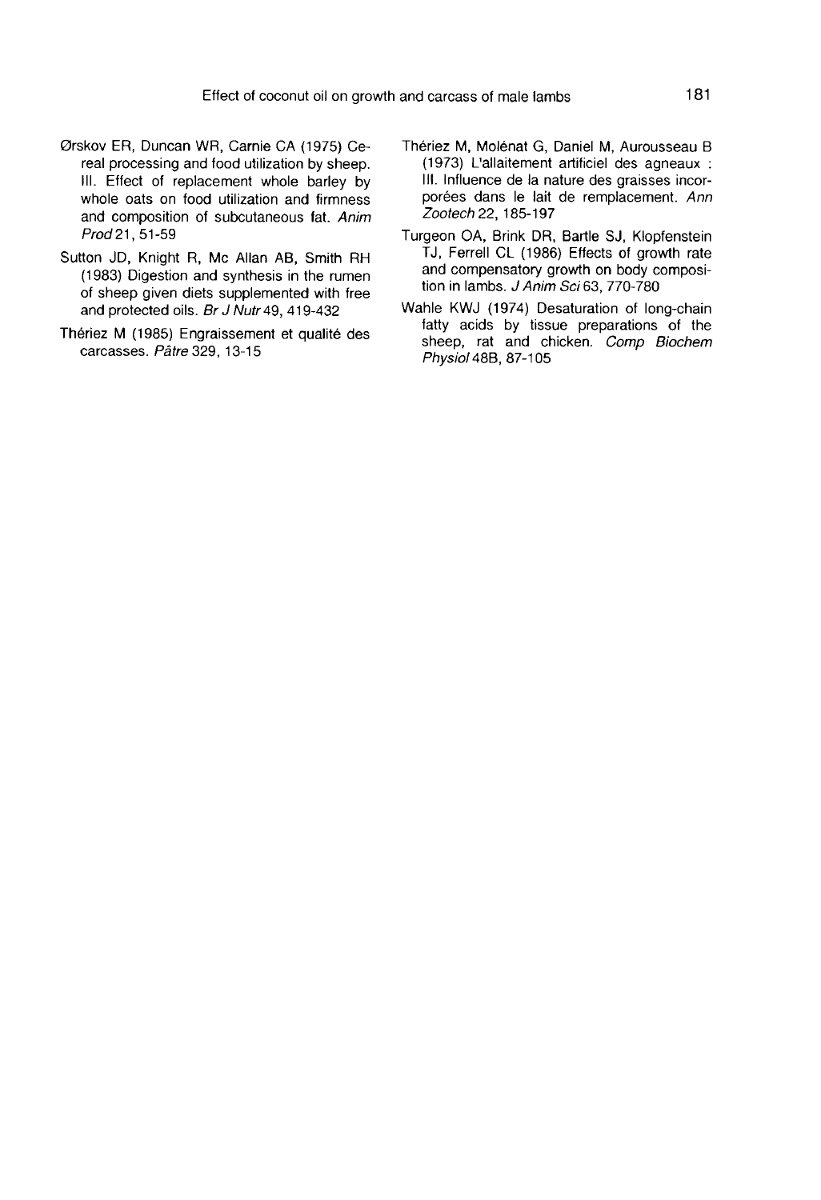Ørskov ER, Duncan WR, Carnie CA (1975) Cereal processing and food utilization by sheep. III. Effect of replacement whole barley by whole oats on food utilization and firmness and composition of subcutaneous fat. *Anim Prod* 21, 51-59

Sutton JD, Knight R, Mc Allan AB, Smith RH (1983) Digestion and synthesis in the rumen of sheep given diets supplemented with free and protected oils. *Br J Nutr* 49, 419-432

Thériez M (1985) Engraissement et qualité des carcasses. *Pâtre* 329, 13-15

Thériez M, Molénat G, Daniel M, Aurousseau B (1973) L'allaitement artificiel des agneaux : III. Influence de la nature des graisses incorporées dans le lait de remplacement. *Ann Zootech* 22, 185-197

Turgeon OA, Brink DR, Bartle SJ, Klopfenstein TJ, Ferrell CL (1986) Effects of growth rate and compensatory growth on body composition in lambs. *J Anim Sci* 63, 770-780

Wahle KWJ (1974) Desaturation of long-chain fatty acids by tissue preparations of the sheep, rat and chicken. *Comp Biochem Physiol* 48B, 87-105